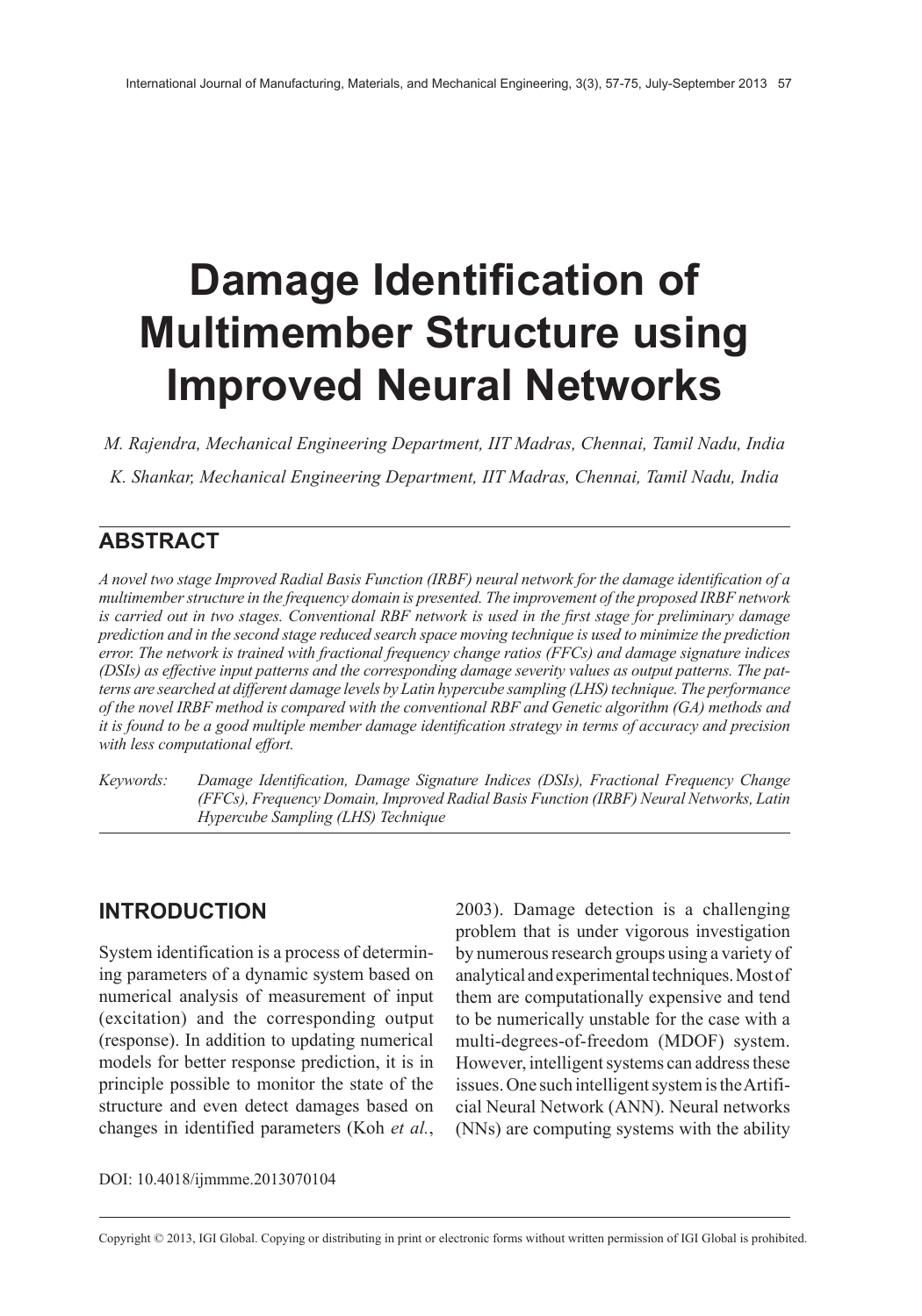# Damage Identification of Multimember Structure using Improved Neural Networks

*M. Rajendra, Mechanical Engineering Department, IIT Madras, Chennai, Tamil Nadu, India*

*K. Shankar, Mechanical Engineering Department, IIT Madras, Chennai, Tamil Nadu, India*

## ABSTRACT

*A novel two stage Improved Radial Basis Function (IRBF) neural network for the damage identification of a multimember structure in the frequency domain is presented. The improvement of the proposed IRBF network is carried out in two stages. Conventional RBF network is used in the first stage for preliminary damage prediction and in the second stage reduced search space moving technique is used to minimize the prediction error. The network is trained with fractional frequency change ratios (FFCs) and damage signature indices (DSIs) as effective input patterns and the corresponding damage severity values as output patterns. The patterns are searched at different damage levels by Latin hypercube sampling (LHS) technique. The performance of the novel IRBF method is compared with the conventional RBF and Genetic algorithm (GA) methods and it is found to be a good multiple member damage identification strategy in terms of accuracy and precision with less computational effort.*

*Keywords:* *Damage Identification, Damage Signature Indices (DSIs), Fractional Frequency Change (FFCs), Frequency Domain, Improved Radial Basis Function (IRBF) Neural Networks, Latin Hypercube Sampling (LHS) Technique*

## INTRODUCTION

System identification is a process of determining parameters of a dynamic system based on numerical analysis of measurement of input (excitation) and the corresponding output (response). In addition to updating numerical models for better response prediction, it is in principle possible to monitor the state of the structure and even detect damages based on changes in identified parameters (Koh *et al.*, 2003). Damage detection is a challenging problem that is under vigorous investigation by numerous research groups using a variety of analytical and experimental techniques. Most of them are computationally expensive and tend to be numerically unstable for the case with a multi-degrees-of-freedom (MDOF) system. However, intelligent systems can address these issues. One such intelligent system is the Artificial Neural Network (ANN). Neural networks (NNs) are computing systems with the ability

DOI: 10.4018/ijmmme.2013070104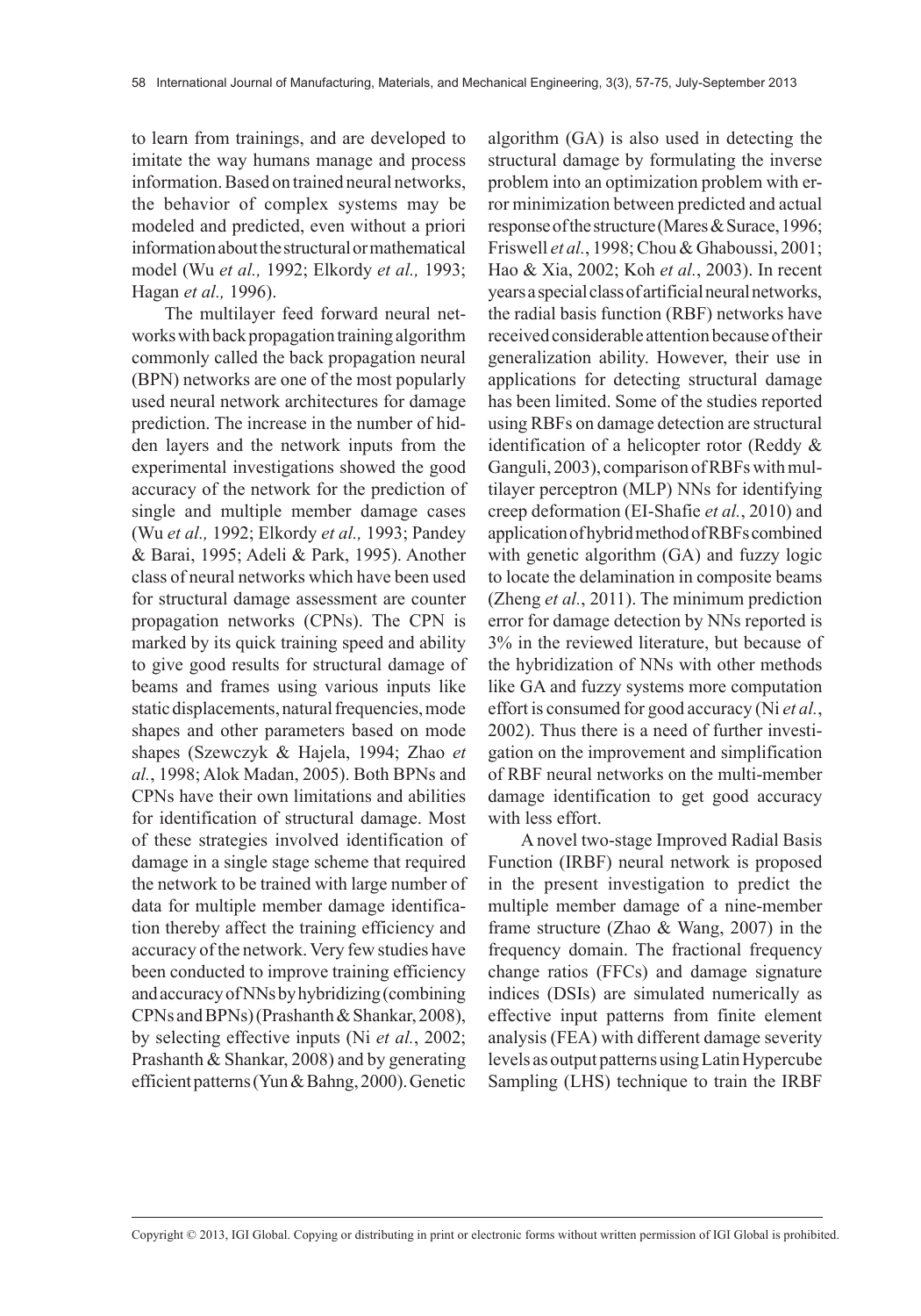to learn from trainings, and are developed to imitate the way humans manage and process information. Based on trained neural networks, the behavior of complex systems may be modeled and predicted, even without a priori information about the structural or mathematical model (Wu *et al.,* 1992; Elkordy *et al.,* 1993; Hagan *et al.,* 1996).

The multilayer feed forward neural networks with back propagation training algorithm commonly called the back propagation neural (BPN) networks are one of the most popularly used neural network architectures for damage prediction. The increase in the number of hidden layers and the network inputs from the experimental investigations showed the good accuracy of the network for the prediction of single and multiple member damage cases (Wu *et al.,* 1992; Elkordy *et al.,* 1993; Pandey & Barai, 1995; Adeli & Park, 1995). Another class of neural networks which have been used for structural damage assessment are counter propagation networks (CPNs). The CPN is marked by its quick training speed and ability to give good results for structural damage of beams and frames using various inputs like static displacements, natural frequencies, mode shapes and other parameters based on mode shapes (Szewczyk & Hajela, 1994; Zhao *et al.*, 1998; Alok Madan, 2005). Both BPNs and CPNs have their own limitations and abilities for identification of structural damage. Most of these strategies involved identification of damage in a single stage scheme that required the network to be trained with large number of data for multiple member damage identification thereby affect the training efficiency and accuracy of the network. Very few studies have been conducted to improve training efficiency and accuracy of NNs by hybridizing (combining CPNs and BPNs) (Prashanth & Shankar, 2008), by selecting effective inputs (Ni *et al.*, 2002; Prashanth & Shankar, 2008) and by generating efficient patterns (Yun & Bahng, 2000). Genetic algorithm (GA) is also used in detecting the structural damage by formulating the inverse problem into an optimization problem with error minimization between predicted and actual response of the structure (Mares & Surace, 1996; Friswell *et al.*, 1998; Chou & Ghaboussi, 2001; Hao & Xia, 2002; Koh *et al.*, 2003). In recent years a special class of artificial neural networks, the radial basis function (RBF) networks have received considerable attention because of their generalization ability. However, their use in applications for detecting structural damage has been limited. Some of the studies reported using RBFs on damage detection are structural identification of a helicopter rotor (Reddy & Ganguli, 2003), comparison of RBFs with multilayer perceptron (MLP) NNs for identifying creep deformation (EI-Shafie *et al.*, 2010) and application of hybrid method of RBFs combined with genetic algorithm (GA) and fuzzy logic to locate the delamination in composite beams (Zheng *et al.*, 2011). The minimum prediction error for damage detection by NNs reported is 3% in the reviewed literature, but because of the hybridization of NNs with other methods like GA and fuzzy systems more computation effort is consumed for good accuracy (Ni *et al.*, 2002). Thus there is a need of further investigation on the improvement and simplification of RBF neural networks on the multi-member damage identification to get good accuracy with less effort.

A novel two-stage Improved Radial Basis Function (IRBF) neural network is proposed in the present investigation to predict the multiple member damage of a nine-member frame structure (Zhao & Wang, 2007) in the frequency domain. The fractional frequency change ratios (FFCs) and damage signature indices (DSIs) are simulated numerically as effective input patterns from finite element analysis (FEA) with different damage severity levels as output patterns using Latin Hypercube Sampling (LHS) technique to train the IRBF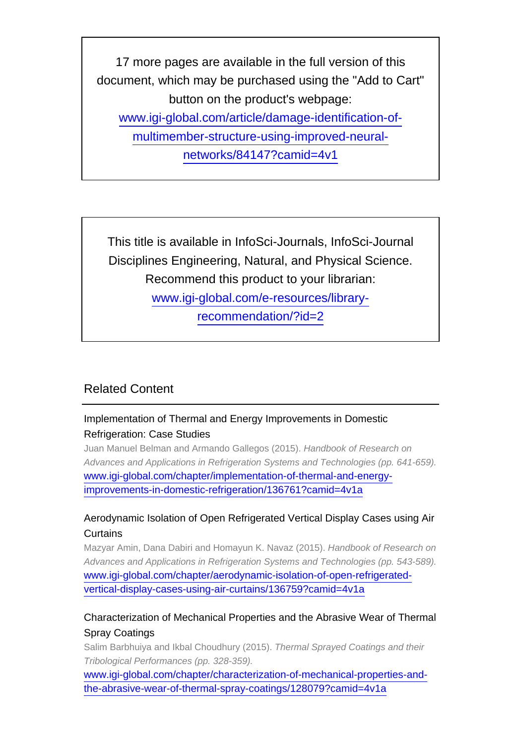17 more pages are available in the full version of this document, which may be purchased using the "Add to Cart" button on the product's webpage: www.igi-global.com/article/damage-identification-of-multimember-structure-using-improved-neural-networks/84147?camid=4v1

This title is available in InfoSci-Journals, InfoSci-Journal Disciplines Engineering, Natural, and Physical Science. Recommend this product to your librarian: www.igi-global.com/e-resources/library-recommendation/?id=2

## Related Content

Implementation of Thermal and Energy Improvements in Domestic Refrigeration: Case Studies
Juan Manuel Belman and Armando Gallegos (2015). *Handbook of Research on Advances and Applications in Refrigeration Systems and Technologies (pp. 641-659).*
www.igi-global.com/chapter/implementation-of-thermal-and-energy-improvements-in-domestic-refrigeration/136761?camid=4v1a

Aerodynamic Isolation of Open Refrigerated Vertical Display Cases using Air Curtains
Mazyar Amin, Dana Dabiri and Homayun K. Navaz (2015). *Handbook of Research on Advances and Applications in Refrigeration Systems and Technologies (pp. 543-589).*
www.igi-global.com/chapter/aerodynamic-isolation-of-open-refrigerated-vertical-display-cases-using-air-curtains/136759?camid=4v1a

Characterization of Mechanical Properties and the Abrasive Wear of Thermal Spray Coatings
Salim Barbhuiya and Ikbal Choudhury (2015). *Thermal Sprayed Coatings and their Tribological Performances (pp. 328-359).*
www.igi-global.com/chapter/characterization-of-mechanical-properties-and-the-abrasive-wear-of-thermal-spray-coatings/128079?camid=4v1a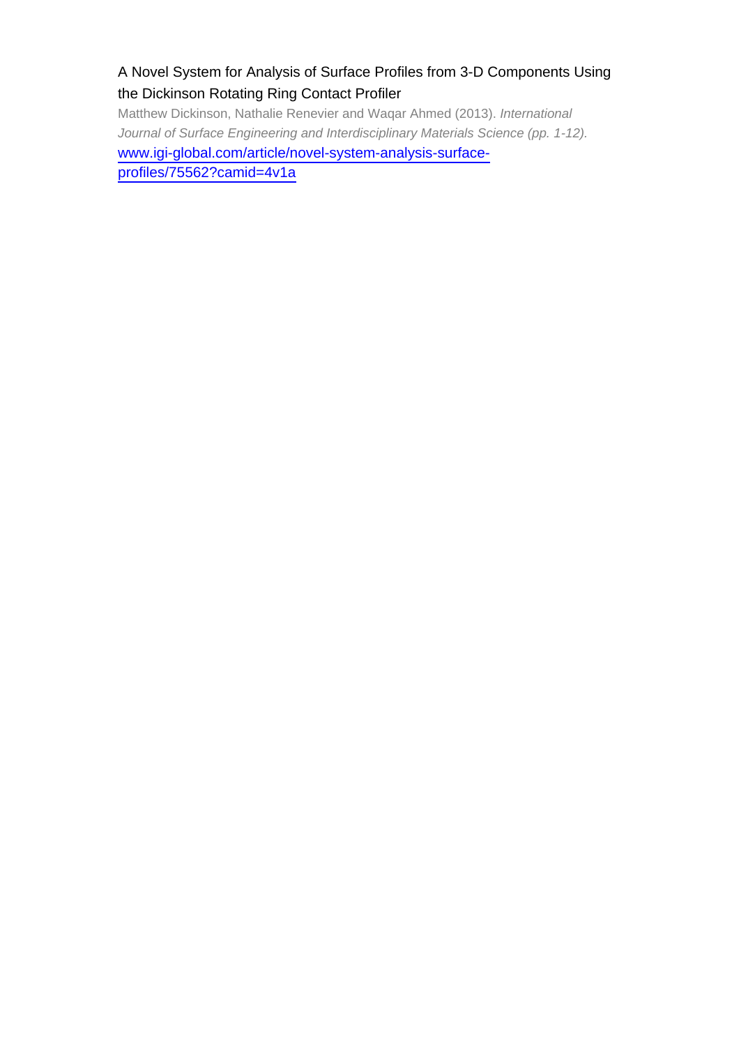A Novel System for Analysis of Surface Profiles from 3-D Components Using the Dickinson Rotating Ring Contact Profiler

Matthew Dickinson, Nathalie Renevier and Waqar Ahmed (2013). *International Journal of Surface Engineering and Interdisciplinary Materials Science (pp. 1-12).*

[www.igi-global.com/article/novel-system-analysis-surface-profiles/75562?camid=4v1a](www.igi-global.com/article/novel-system-analysis-surface-profiles/75562?camid=4v1a)